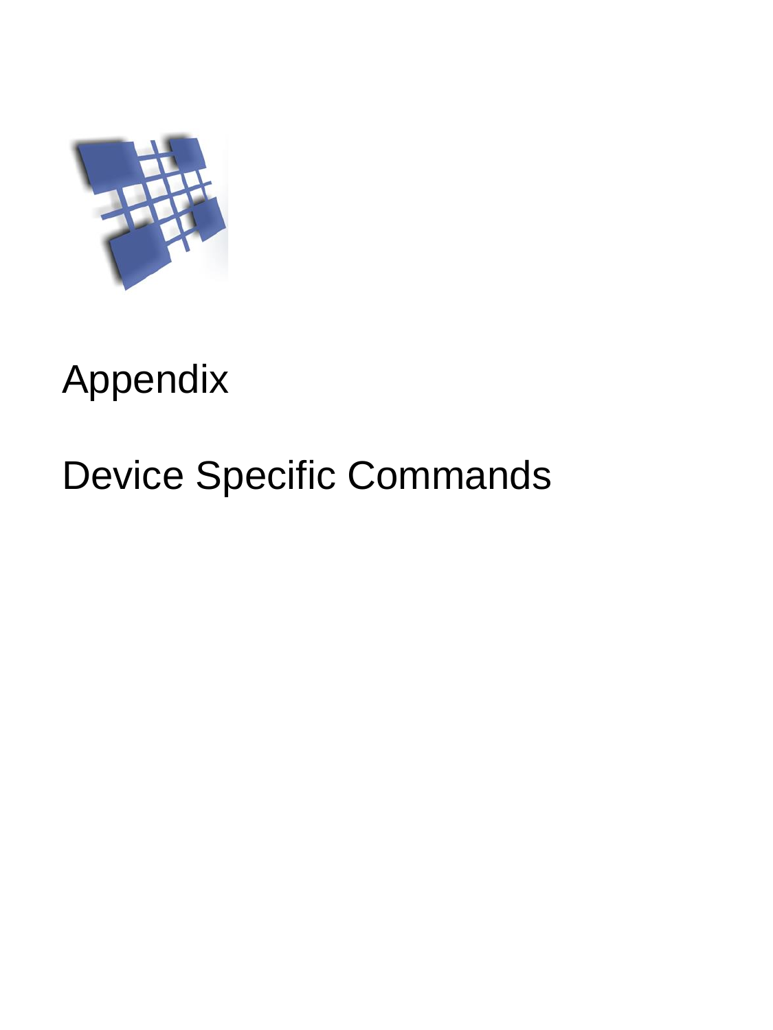# Appendix

# Device Specific Commands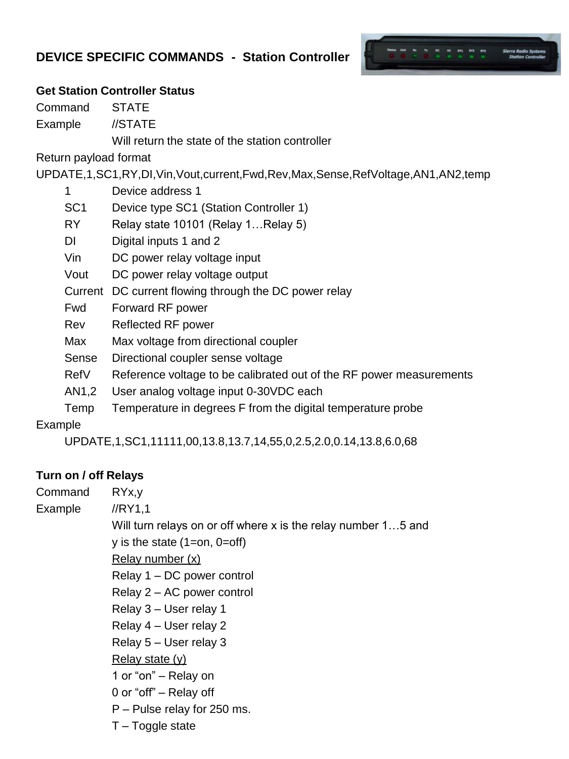## DEVICE SPECIFIC COMMANDS - Station Controller

### Get Station Controller Status

Command STATE

Example //STATE

Will return the state of the station controller

Return payload format

UPDATE,1,SC1,RY,DI,Vin,Vout,current,Fwd,Rev,Max,Sense,RefVoltage,AN1,AN2,temp

| | |
|---|---|
| 1 | Device address 1 |
| SC1 | Device type SC1 (Station Controller 1) |
| RY | Relay state 10101 (Relay 1…Relay 5) |
| DI | Digital inputs 1 and 2 |
| Vin | DC power relay voltage input |
| Vout | DC power relay voltage output |
| Current | DC current flowing through the DC power relay |
| Fwd | Forward RF power |
| Rev | Reflected RF power |
| Max | Max voltage from directional coupler |
| Sense | Directional coupler sense voltage |
| RefV | Reference voltage to be calibrated out of the RF power measurements |
| AN1,2 | User analog voltage input 0-30VDC each |
| Temp | Temperature in degrees F from the digital temperature probe |

Example

UPDATE,1,SC1,11111,00,13.8,13.7,14,55,0,2.5,2.0,0.14,13.8,6.0,68

### Turn on / off Relays

Command RYx,y

Example //RY1,1

Will turn relays on or off where x is the relay number 1…5 and y is the state (1=on, 0=off)

<u>Relay number (x)</u>

Relay 1 – DC power control

Relay 2 – AC power control

Relay 3 – User relay 1

Relay 4 – User relay 2

Relay 5 – User relay 3

<u>Relay state (y)</u>

1 or "on" – Relay on

0 or "off" – Relay off

P – Pulse relay for 250 ms.

T – Toggle state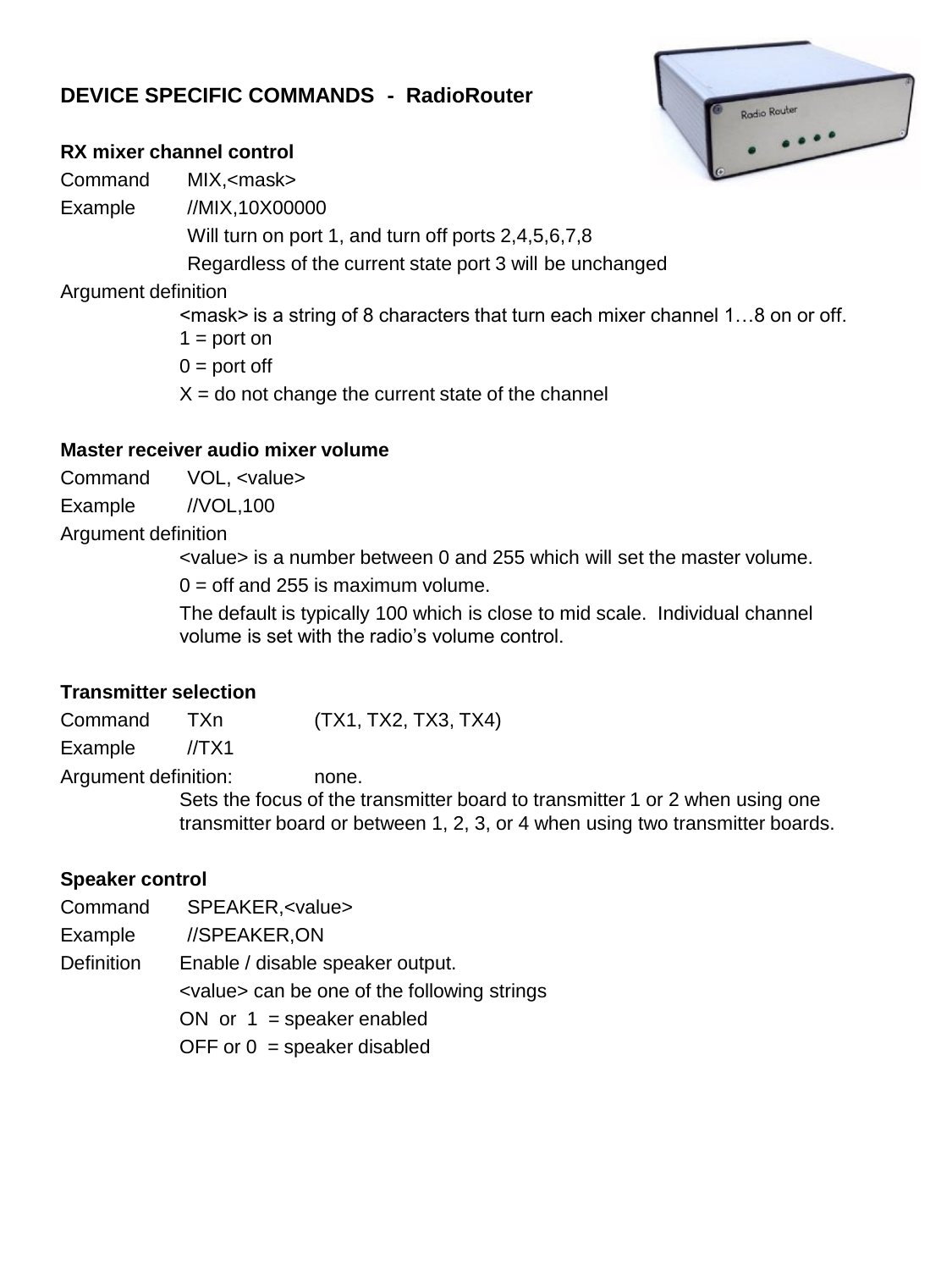## DEVICE SPECIFIC COMMANDS - RadioRouter

### RX mixer channel control

Command MIX,<mask>

Example //MIX,10X00000

Will turn on port 1, and turn off ports 2,4,5,6,7,8

Regardless of the current state port 3 will be unchanged

Argument definition

<mask> is a string of 8 characters that turn each mixer channel 1…8 on or off.

1 = port on

0 = port off

X = do not change the current state of the channel

### Master receiver audio mixer volume

Command VOL, <value>

Example //VOL,100

Argument definition

<value> is a number between 0 and 255 which will set the master volume.

0 = off and 255 is maximum volume.

The default is typically 100 which is close to mid scale. Individual channel volume is set with the radio's volume control.

### Transmitter selection

Command TXn (TX1, TX2, TX3, TX4)

Example //TX1

Argument definition: none.

Sets the focus of the transmitter board to transmitter 1 or 2 when using one transmitter board or between 1, 2, 3, or 4 when using two transmitter boards.

### Speaker control

Command SPEAKER,<value>

Example //SPEAKER,ON

Definition Enable / disable speaker output.

<value> can be one of the following strings

ON or 1 = speaker enabled

OFF or 0 = speaker disabled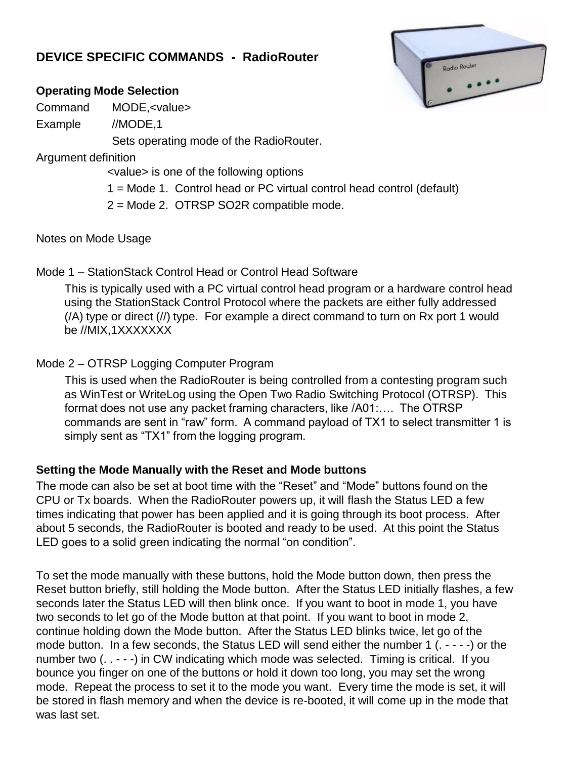## DEVICE SPECIFIC COMMANDS - RadioRouter

### Operating Mode Selection

Command MODE,<value>

Example //MODE,1

Sets operating mode of the RadioRouter.

Argument definition

<value> is one of the following options

1 = Mode 1. Control head or PC virtual control head control (default)

2 = Mode 2. OTRSP SO2R compatible mode.

Notes on Mode Usage

Mode 1 – StationStack Control Head or Control Head Software

This is typically used with a PC virtual control head program or a hardware control head using the StationStack Control Protocol where the packets are either fully addressed (/A) type or direct (//) type. For example a direct command to turn on Rx port 1 would be //MIX,1XXXXXXX

Mode 2 – OTRSP Logging Computer Program

This is used when the RadioRouter is being controlled from a contesting program such as WinTest or WriteLog using the Open Two Radio Switching Protocol (OTRSP). This format does not use any packet framing characters, like /A01:…. The OTRSP commands are sent in "raw" form. A command payload of TX1 to select transmitter 1 is simply sent as "TX1" from the logging program.

### Setting the Mode Manually with the Reset and Mode buttons

The mode can also be set at boot time with the "Reset" and "Mode" buttons found on the CPU or Tx boards. When the RadioRouter powers up, it will flash the Status LED a few times indicating that power has been applied and it is going through its boot process. After about 5 seconds, the RadioRouter is booted and ready to be used. At this point the Status LED goes to a solid green indicating the normal "on condition".

To set the mode manually with these buttons, hold the Mode button down, then press the Reset button briefly, still holding the Mode button. After the Status LED initially flashes, a few seconds later the Status LED will then blink once. If you want to boot in mode 1, you have two seconds to let go of the Mode button at that point. If you want to boot in mode 2, continue holding down the Mode button. After the Status LED blinks twice, let go of the mode button. In a few seconds, the Status LED will send either the number 1 (. - - - -) or the number two (. . - - -) in CW indicating which mode was selected. Timing is critical. If you bounce you finger on one of the buttons or hold it down too long, you may set the wrong mode. Repeat the process to set it to the mode you want. Every time the mode is set, it will be stored in flash memory and when the device is re-booted, it will come up in the mode that was last set.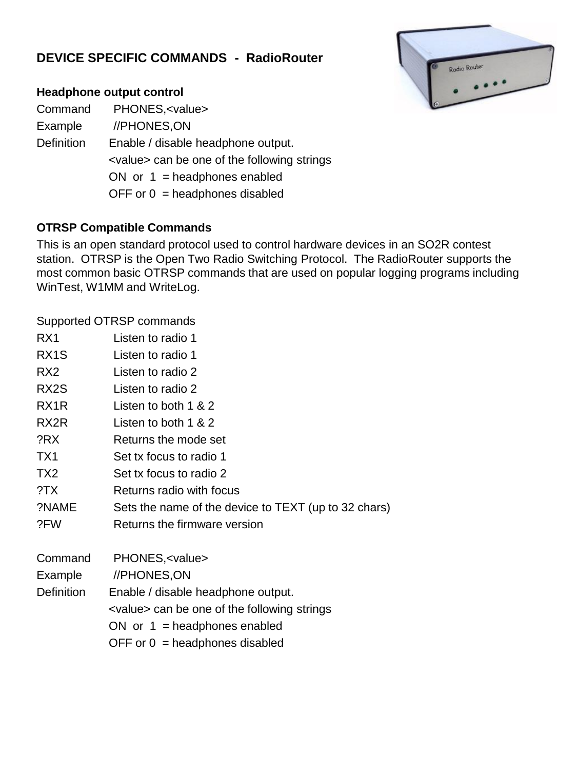## DEVICE SPECIFIC COMMANDS - RadioRouter

**Headphone output control**

Command PHONES,<value>

Example //PHONES,ON

Definition Enable / disable headphone output.
<value> can be one of the following strings
ON or 1 = headphones enabled
OFF or 0 = headphones disabled

**OTRSP Compatible Commands**

This is an open standard protocol used to control hardware devices in an SO2R contest station. OTRSP is the Open Two Radio Switching Protocol. The RadioRouter supports the most common basic OTRSP commands that are used on popular logging programs including WinTest, W1MM and WriteLog.

Supported OTRSP commands

| | |
|---|---|
| RX1 | Listen to radio 1 |
| RX1S | Listen to radio 1 |
| RX2 | Listen to radio 2 |
| RX2S | Listen to radio 2 |
| RX1R | Listen to both 1 & 2 |
| RX2R | Listen to both 1 & 2 |
| ?RX | Returns the mode set |
| TX1 | Set tx focus to radio 1 |
| TX2 | Set tx focus to radio 2 |
| ?TX | Returns radio with focus |
| ?NAME | Sets the name of the device to TEXT (up to 32 chars) |
| ?FW | Returns the firmware version |

Command PHONES,<value>

Example //PHONES,ON

Definition Enable / disable headphone output.
<value> can be one of the following strings
ON or 1 = headphones enabled
OFF or 0 = headphones disabled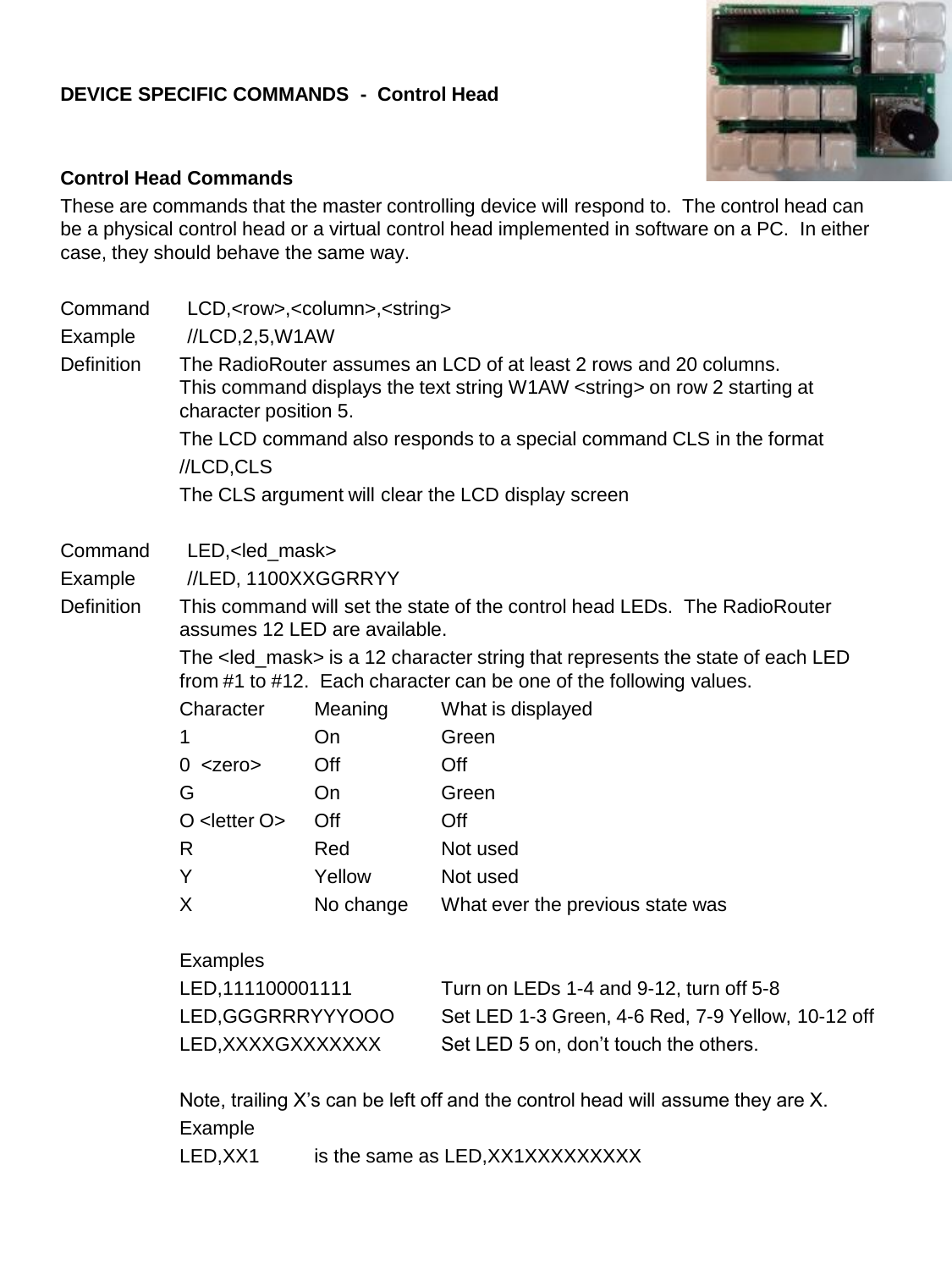**DEVICE SPECIFIC COMMANDS - Control Head**

**Control Head Commands**

These are commands that the master controlling device will respond to. The control head can be a physical control head or a virtual control head implemented in software on a PC. In either case, they should behave the same way.

Command LCD,<row>,<column>,<string>

Example //LCD,2,5,W1AW

Definition The RadioRouter assumes an LCD of at least 2 rows and 20 columns.
This command displays the text string W1AW <string> on row 2 starting at character position 5.

The LCD command also responds to a special command CLS in the format

//LCD,CLS

The CLS argument will clear the LCD display screen

Command LED,<led_mask>

Example //LED, 1100XXGGRRYY

Definition This command will set the state of the control head LEDs. The RadioRouter assumes 12 LED are available.

The <led_mask> is a 12 character string that represents the state of each LED from #1 to #12. Each character can be one of the following values.

| Character | Meaning | What is displayed |
|---|---|---|
| 1 | On | Green |
| 0 <zero> | Off | Off |
| G | On | Green |
| O <letter O> | Off | Off |
| R | Red | Not used |
| Y | Yellow | Not used |
| X | No change | What ever the previous state was |

Examples

| | |
|---|---|
| LED,111100001111 | Turn on LEDs 1-4 and 9-12, turn off 5-8 |
| LED,GGGRRRYYYOOO | Set LED 1-3 Green, 4-6 Red, 7-9 Yellow, 10-12 off |
| LED,XXXXGXXXXXXX | Set LED 5 on, don't touch the others. |

Note, trailing X's can be left off and the control head will assume they are X.

Example

LED,XX1 is the same as LED,XX1XXXXXXXXX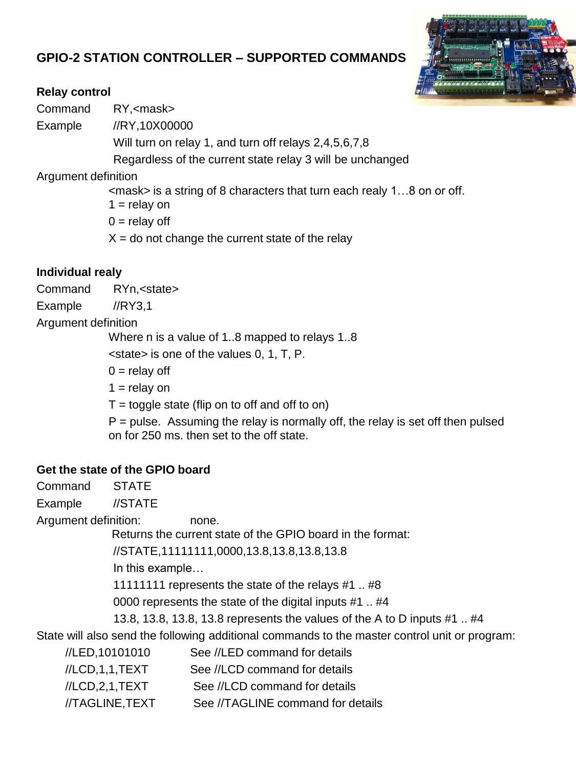## GPIO-2 STATION CONTROLLER – SUPPORTED COMMANDS

**Relay control**

Command RY,<mask>

Example //RY,10X00000

Will turn on relay 1, and turn off relays 2,4,5,6,7,8

Regardless of the current state relay 3 will be unchanged

Argument definition

<mask> is a string of 8 characters that turn each realy 1…8 on or off.

1 = relay on

0 = relay off

X = do not change the current state of the relay

**Individual realy**

Command RYn,<state>

Example //RY3,1

Argument definition

Where n is a value of 1..8 mapped to relays 1..8

<state> is one of the values 0, 1, T, P.

0 = relay off

1 = relay on

T = toggle state (flip on to off and off to on)

P = pulse. Assuming the relay is normally off, the relay is set off then pulsed on for 250 ms. then set to the off state.

**Get the state of the GPIO board**

Command STATE

Example //STATE

Argument definition: none.

Returns the current state of the GPIO board in the format:

//STATE,11111111,0000,13.8,13.8,13.8,13.8

In this example…

11111111 represents the state of the relays #1 .. #8

0000 represents the state of the digital inputs #1 .. #4

13.8, 13.8, 13.8, 13.8 represents the values of the A to D inputs #1 .. #4

State will also send the following additional commands to the master control unit or program:

//LED,10101010 See //LED command for details

//LCD,1,1,TEXT See //LCD command for details

//LCD,2,1,TEXT See //LCD command for details

//TAGLINE,TEXT See //TAGLINE command for details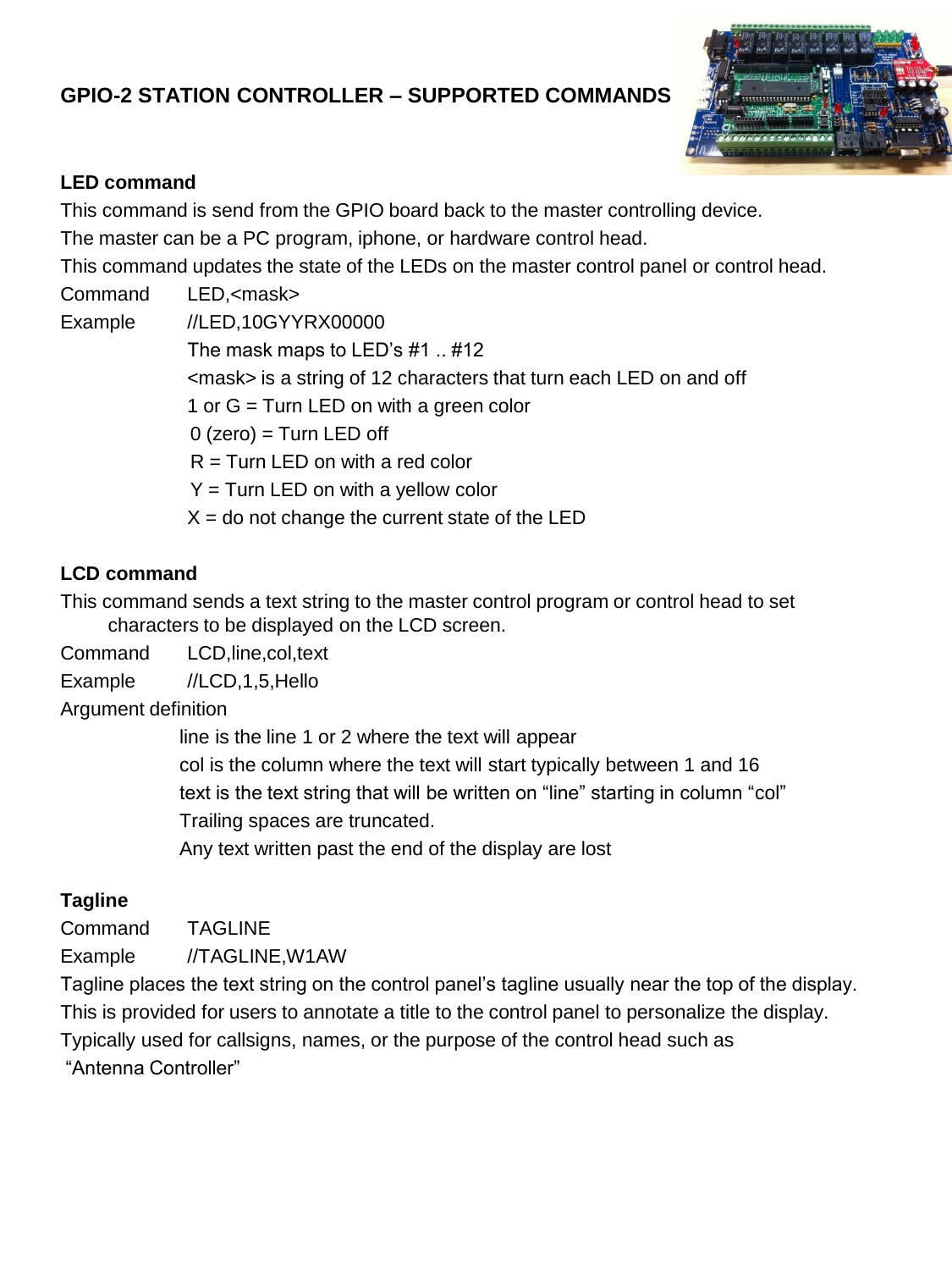## GPIO-2 STATION CONTROLLER – SUPPORTED COMMANDS

### LED command

This command is send from the GPIO board back to the master controlling device.

The master can be a PC program, iphone, or hardware control head.

This command updates the state of the LEDs on the master control panel or control head.

Command    LED,<mask>

Example    //LED,10GYYRX00000

The mask maps to LED's #1 .. #12

<mask> is a string of 12 characters that turn each LED on and off

1 or G = Turn LED on with a green color

0 (zero) = Turn LED off

R = Turn LED on with a red color

Y = Turn LED on with a yellow color

X = do not change the current state of the LED

### LCD command

This command sends a text string to the master control program or control head to set characters to be displayed on the LCD screen.

Command    LCD,line,col,text

Example    //LCD,1,5,Hello

Argument definition

line is the line 1 or 2 where the text will appear

col is the column where the text will start typically between 1 and 16

text is the text string that will be written on "line" starting in column "col"

Trailing spaces are truncated.

Any text written past the end of the display are lost

### Tagline

Command    TAGLINE

Example    //TAGLINE,W1AW

Tagline places the text string on the control panel's tagline usually near the top of the display.

This is provided for users to annotate a title to the control panel to personalize the display.

Typically used for callsigns, names, or the purpose of the control head such as "Antenna Controller"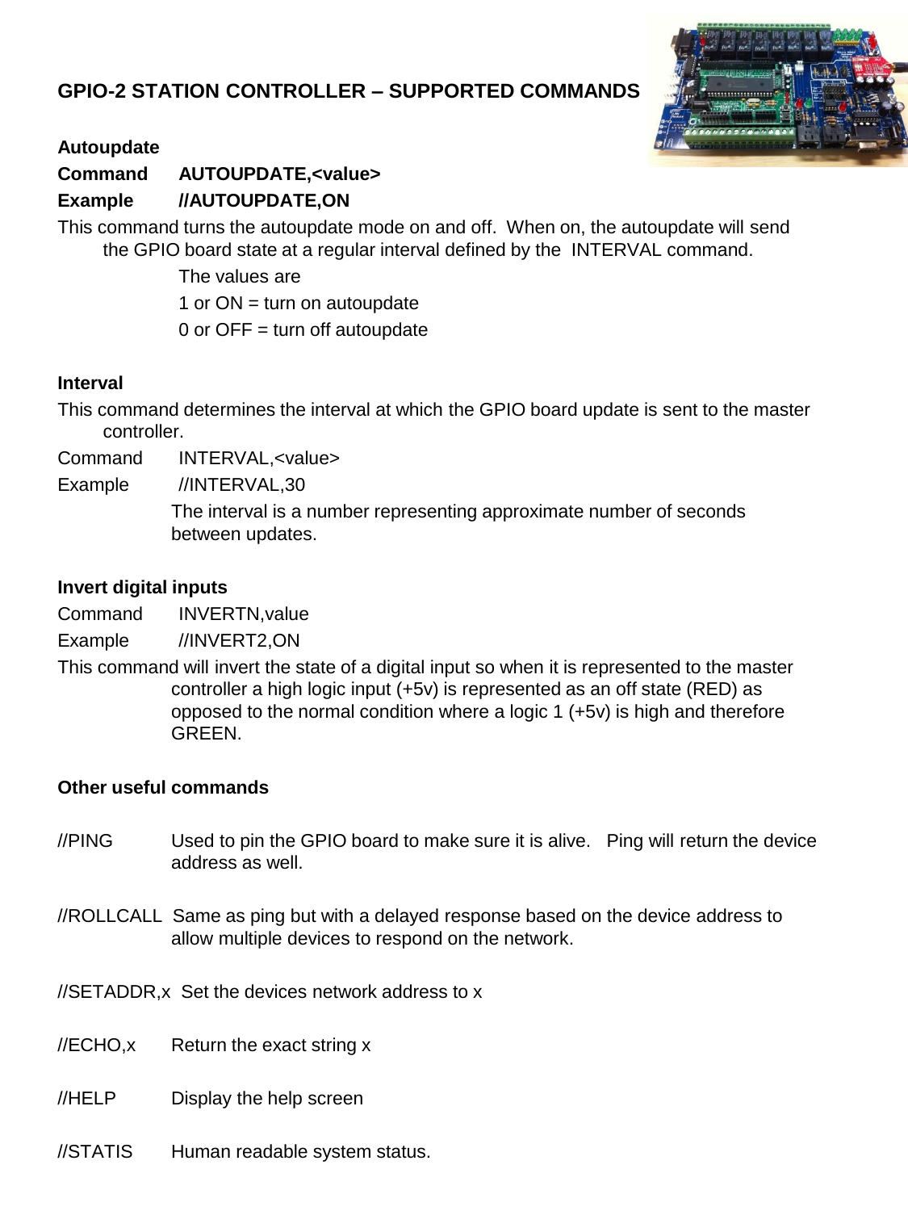## GPIO-2 STATION CONTROLLER – SUPPORTED COMMANDS

**Autoupdate**

**Command AUTOUPDATE,<value>**

**Example //AUTOUPDATE,ON**

This command turns the autoupdate mode on and off. When on, the autoupdate will send the GPIO board state at a regular interval defined by the INTERVAL command.

The values are

1 or ON = turn on autoupdate

0 or OFF = turn off autoupdate

**Interval**

This command determines the interval at which the GPIO board update is sent to the master controller.

Command INTERVAL,<value>

Example //INTERVAL,30

The interval is a number representing approximate number of seconds between updates.

**Invert digital inputs**

Command INVERTN,value

Example //INVERT2,ON

This command will invert the state of a digital input so when it is represented to the master controller a high logic input (+5v) is represented as an off state (RED) as opposed to the normal condition where a logic 1 (+5v) is high and therefore GREEN.

**Other useful commands**

//PING Used to pin the GPIO board to make sure it is alive. Ping will return the device address as well.

//ROLLCALL Same as ping but with a delayed response based on the device address to allow multiple devices to respond on the network.

//SETADDR,x Set the devices network address to x

//ECHO,x Return the exact string x

//HELP Display the help screen

//STATIS Human readable system status.